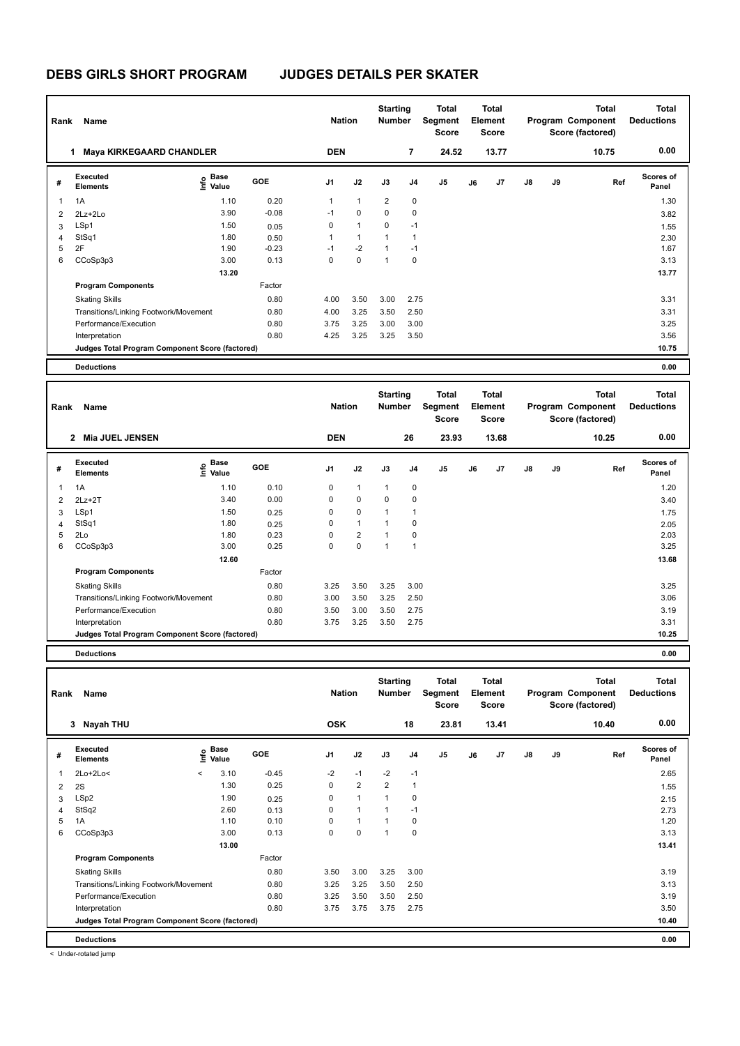# DEBS GIRLS SHORT PROGRAM JUDGES DETAILS PER SKATER

| Rank | Name | Nation | Starting Number | Total Segment Score | Total Element Score | Total Program Component Score (factored) | Total Deductions |
|---|---|---|---|---|---|---|---|
| 1 | Maya KIRKEGAARD CHANDLER | DEN | 7 | 24.52 | 13.77 | 10.75 | 0.00 |

| # | Executed Elements | Info | Base Value | GOE | J1 | J2 | J3 | J4 | J5 | J6 | J7 | J8 | J9 | Ref | Scores of Panel |
|---|---|---|---|---|---|---|---|---|---|---|---|---|---|---|---|
| 1 | 1A | | 1.10 | 0.20 | 1 | 1 | 2 | 0 | | | | | | | 1.30 |
| 2 | 2Lz+2Lo | | 3.90 | -0.08 | -1 | 0 | 0 | 0 | | | | | | | 3.82 |
| 3 | LSp1 | | 1.50 | 0.05 | 0 | 1 | 0 | -1 | | | | | | | 1.55 |
| 4 | StSq1 | | 1.80 | 0.50 | 1 | 1 | 1 | 1 | | | | | | | 2.30 |
| 5 | 2F | | 1.90 | -0.23 | -1 | -2 | 1 | -1 | | | | | | | 1.67 |
| 6 | CCoSp3p3 | | 3.00 | 0.13 | 0 | 0 | 1 | 0 | | | | | | | 3.13 |
| | | | 13.20 | | | | | | | | | | | | 13.77 |
| | **Program Components** | | | Factor | | | | | | | | | | | |
| | Skating Skills | | | 0.80 | 4.00 | 3.50 | 3.00 | 2.75 | | | | | | | 3.31 |
| | Transitions/Linking Footwork/Movement | | | 0.80 | 4.00 | 3.25 | 3.50 | 2.50 | | | | | | | 3.31 |
| | Performance/Execution | | | 0.80 | 3.75 | 3.25 | 3.00 | 3.00 | | | | | | | 3.25 |
| | Interpretation | | | 0.80 | 4.25 | 3.25 | 3.25 | 3.50 | | | | | | | 3.56 |
| | **Judges Total Program Component Score (factored)** | | | | | | | | | | | | | | 10.75 |
| | **Deductions** | | | | | | | | | | | | | | 0.00 |

| Rank | Name | Nation | Starting Number | Total Segment Score | Total Element Score | Total Program Component Score (factored) | Total Deductions |
|---|---|---|---|---|---|---|---|
| 2 | Mia JUEL JENSEN | DEN | 26 | 23.93 | 13.68 | 10.25 | 0.00 |

| # | Executed Elements | Info | Base Value | GOE | J1 | J2 | J3 | J4 | J5 | J6 | J7 | J8 | J9 | Ref | Scores of Panel |
|---|---|---|---|---|---|---|---|---|---|---|---|---|---|---|---|
| 1 | 1A | | 1.10 | 0.10 | 0 | 1 | 1 | 0 | | | | | | | 1.20 |
| 2 | 2Lz+2T | | 3.40 | 0.00 | 0 | 0 | 0 | 0 | | | | | | | 3.40 |
| 3 | LSp1 | | 1.50 | 0.25 | 0 | 0 | 1 | 1 | | | | | | | 1.75 |
| 4 | StSq1 | | 1.80 | 0.25 | 0 | 1 | 1 | 0 | | | | | | | 2.05 |
| 5 | 2Lo | | 1.80 | 0.23 | 0 | 2 | 1 | 0 | | | | | | | 2.03 |
| 6 | CCoSp3p3 | | 3.00 | 0.25 | 0 | 0 | 1 | 1 | | | | | | | 3.25 |
| | | | 12.60 | | | | | | | | | | | | 13.68 |
| | **Program Components** | | | Factor | | | | | | | | | | | |
| | Skating Skills | | | 0.80 | 3.25 | 3.50 | 3.25 | 3.00 | | | | | | | 3.25 |
| | Transitions/Linking Footwork/Movement | | | 0.80 | 3.00 | 3.50 | 3.25 | 2.50 | | | | | | | 3.06 |
| | Performance/Execution | | | 0.80 | 3.50 | 3.00 | 3.50 | 2.75 | | | | | | | 3.19 |
| | Interpretation | | | 0.80 | 3.75 | 3.25 | 3.50 | 2.75 | | | | | | | 3.31 |
| | **Judges Total Program Component Score (factored)** | | | | | | | | | | | | | | 10.25 |
| | **Deductions** | | | | | | | | | | | | | | 0.00 |

| Rank | Name | Nation | Starting Number | Total Segment Score | Total Element Score | Total Program Component Score (factored) | Total Deductions |
|---|---|---|---|---|---|---|---|
| 3 | Nayah THU | OSK | 18 | 23.81 | 13.41 | 10.40 | 0.00 |

| # | Executed Elements | Info | Base Value | GOE | J1 | J2 | J3 | J4 | J5 | J6 | J7 | J8 | J9 | Ref | Scores of Panel |
|---|---|---|---|---|---|---|---|---|---|---|---|---|---|---|---|
| 1 | 2Lo+2Lo< | < | 3.10 | -0.45 | -2 | -1 | -2 | -1 | | | | | | | 2.65 |
| 2 | 2S | | 1.30 | 0.25 | 0 | 2 | 2 | 1 | | | | | | | 1.55 |
| 3 | LSp2 | | 1.90 | 0.25 | 0 | 1 | 1 | 0 | | | | | | | 2.15 |
| 4 | StSq2 | | 2.60 | 0.13 | 0 | 1 | 1 | -1 | | | | | | | 2.73 |
| 5 | 1A | | 1.10 | 0.10 | 0 | 1 | 1 | 0 | | | | | | | 1.20 |
| 6 | CCoSp3p3 | | 3.00 | 0.13 | 0 | 0 | 1 | 0 | | | | | | | 3.13 |
| | | | 13.00 | | | | | | | | | | | | 13.41 |
| | **Program Components** | | | Factor | | | | | | | | | | | |
| | Skating Skills | | | 0.80 | 3.50 | 3.00 | 3.25 | 3.00 | | | | | | | 3.19 |
| | Transitions/Linking Footwork/Movement | | | 0.80 | 3.25 | 3.25 | 3.50 | 2.50 | | | | | | | 3.13 |
| | Performance/Execution | | | 0.80 | 3.25 | 3.50 | 3.50 | 2.50 | | | | | | | 3.19 |
| | Interpretation | | | 0.80 | 3.75 | 3.75 | 3.75 | 2.75 | | | | | | | 3.50 |
| | **Judges Total Program Component Score (factored)** | | | | | | | | | | | | | | 10.40 |
| | **Deductions** | | | | | | | | | | | | | | 0.00 |

< Under-rotated jump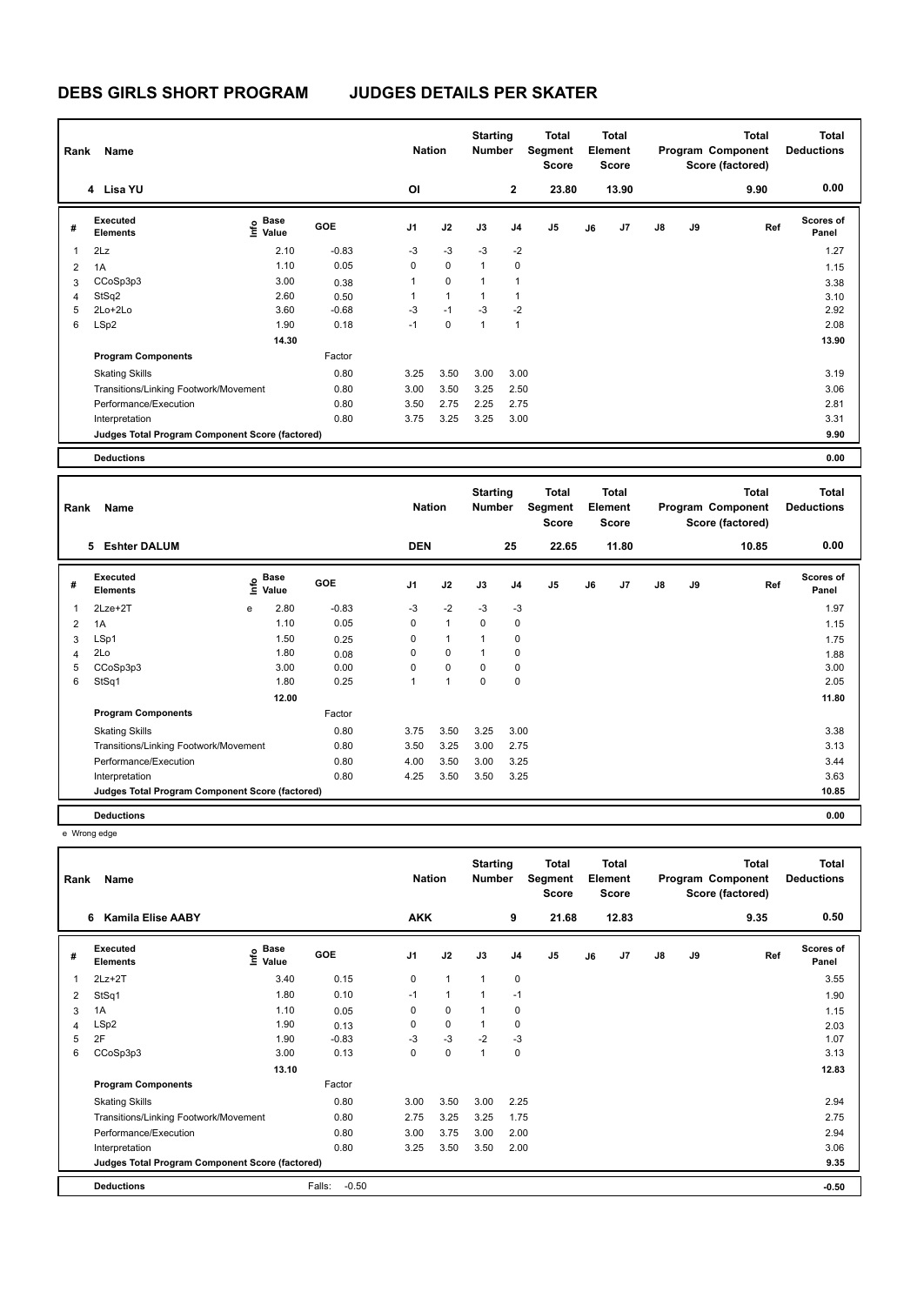# DEBS GIRLS SHORT PROGRAM JUDGES DETAILS PER SKATER

| Rank | Name | Nation | Starting Number | Total Segment Score | Total Element Score | Total Program Component Score (factored) | Total Deductions |
|---|---|---|---|---|---|---|---|
| 4 | Lisa YU | OI | 2 | 23.80 | 13.90 | 9.90 | 0.00 |

| # | Executed Elements | Info | Base Value | GOE | J1 | J2 | J3 | J4 | J5 | J6 | J7 | J8 | J9 | Ref | Scores of Panel |
|---|---|---|---|---|---|---|---|---|---|---|---|---|---|---|---|
| 1 | 2Lz | | 2.10 | -0.83 | -3 | -3 | -3 | -2 | | | | | | | 1.27 |
| 2 | 1A | | 1.10 | 0.05 | 0 | 0 | 1 | 0 | | | | | | | 1.15 |
| 3 | CCoSp3p3 | | 3.00 | 0.38 | 1 | 0 | 1 | 1 | | | | | | | 3.38 |
| 4 | StSq2 | | 2.60 | 0.50 | 1 | 1 | 1 | 1 | | | | | | | 3.10 |
| 5 | 2Lo+2Lo | | 3.60 | -0.68 | -3 | -1 | -3 | -2 | | | | | | | 2.92 |
| 6 | LSp2 | | 1.90 | 0.18 | -1 | 0 | 1 | 1 | | | | | | | 2.08 |
| | | | 14.30 | | | | | | | | | | | | 13.90 |

| Program Components | Factor | J1 | J2 | J3 | J4 | J5 | J6 | J7 | J8 | J9 | Ref | Scores of Panel |
|---|---|---|---|---|---|---|---|---|---|---|---|---|
| Skating Skills | 0.80 | 3.25 | 3.50 | 3.00 | 3.00 | | | | | | | 3.19 |
| Transitions/Linking Footwork/Movement | 0.80 | 3.00 | 3.50 | 3.25 | 2.50 | | | | | | | 3.06 |
| Performance/Execution | 0.80 | 3.50 | 2.75 | 2.25 | 2.75 | | | | | | | 2.81 |
| Interpretation | 0.80 | 3.75 | 3.25 | 3.25 | 3.00 | | | | | | | 3.31 |
| Judges Total Program Component Score (factored) | | | | | | | | | | | | 9.90 |

| Deductions | | 0.00 |
|---|---|---|

| Rank | Name | Nation | Starting Number | Total Segment Score | Total Element Score | Total Program Component Score (factored) | Total Deductions |
|---|---|---|---|---|---|---|---|
| 5 | Eshter DALUM | DEN | 25 | 22.65 | 11.80 | 10.85 | 0.00 |

| # | Executed Elements | Info | Base Value | GOE | J1 | J2 | J3 | J4 | J5 | J6 | J7 | J8 | J9 | Ref | Scores of Panel |
|---|---|---|---|---|---|---|---|---|---|---|---|---|---|---|---|
| 1 | 2Lze+2T | e | 2.80 | -0.83 | -3 | -2 | -3 | -3 | | | | | | | 1.97 |
| 2 | 1A | | 1.10 | 0.05 | 0 | 1 | 0 | 0 | | | | | | | 1.15 |
| 3 | LSp1 | | 1.50 | 0.25 | 0 | 1 | 1 | 0 | | | | | | | 1.75 |
| 4 | 2Lo | | 1.80 | 0.08 | 0 | 0 | 1 | 0 | | | | | | | 1.88 |
| 5 | CCoSp3p3 | | 3.00 | 0.00 | 0 | 0 | 0 | 0 | | | | | | | 3.00 |
| 6 | StSq1 | | 1.80 | 0.25 | 1 | 1 | 0 | 0 | | | | | | | 2.05 |
| | | | 12.00 | | | | | | | | | | | | 11.80 |

| Program Components | Factor | J1 | J2 | J3 | J4 | J5 | J6 | J7 | J8 | J9 | Ref | Scores of Panel |
|---|---|---|---|---|---|---|---|---|---|---|---|---|
| Skating Skills | 0.80 | 3.75 | 3.50 | 3.25 | 3.00 | | | | | | | 3.38 |
| Transitions/Linking Footwork/Movement | 0.80 | 3.50 | 3.25 | 3.00 | 2.75 | | | | | | | 3.13 |
| Performance/Execution | 0.80 | 4.00 | 3.50 | 3.00 | 3.25 | | | | | | | 3.44 |
| Interpretation | 0.80 | 4.25 | 3.50 | 3.50 | 3.25 | | | | | | | 3.63 |
| Judges Total Program Component Score (factored) | | | | | | | | | | | | 10.85 |

| Deductions | | 0.00 |
|---|---|---|

e Wrong edge

| Rank | Name | Nation | Starting Number | Total Segment Score | Total Element Score | Total Program Component Score (factored) | Total Deductions |
|---|---|---|---|---|---|---|---|
| 6 | Kamila Elise AABY | AKK | 9 | 21.68 | 12.83 | 9.35 | 0.50 |

| # | Executed Elements | Info | Base Value | GOE | J1 | J2 | J3 | J4 | J5 | J6 | J7 | J8 | J9 | Ref | Scores of Panel |
|---|---|---|---|---|---|---|---|---|---|---|---|---|---|---|---|
| 1 | 2Lz+2T | | 3.40 | 0.15 | 0 | 1 | 1 | 0 | | | | | | | 3.55 |
| 2 | StSq1 | | 1.80 | 0.10 | -1 | 1 | 1 | -1 | | | | | | | 1.90 |
| 3 | 1A | | 1.10 | 0.05 | 0 | 0 | 1 | 0 | | | | | | | 1.15 |
| 4 | LSp2 | | 1.90 | 0.13 | 0 | 0 | 1 | 0 | | | | | | | 2.03 |
| 5 | 2F | | 1.90 | -0.83 | -3 | -3 | -2 | -3 | | | | | | | 1.07 |
| 6 | CCoSp3p3 | | 3.00 | 0.13 | 0 | 0 | 1 | 0 | | | | | | | 3.13 |
| | | | 13.10 | | | | | | | | | | | | 12.83 |

| Program Components | Factor | J1 | J2 | J3 | J4 | J5 | J6 | J7 | J8 | J9 | Ref | Scores of Panel |
|---|---|---|---|---|---|---|---|---|---|---|---|---|
| Skating Skills | 0.80 | 3.00 | 3.50 | 3.00 | 2.25 | | | | | | | 2.94 |
| Transitions/Linking Footwork/Movement | 0.80 | 2.75 | 3.25 | 3.25 | 1.75 | | | | | | | 2.75 |
| Performance/Execution | 0.80 | 3.00 | 3.75 | 3.00 | 2.00 | | | | | | | 2.94 |
| Interpretation | 0.80 | 3.25 | 3.50 | 3.50 | 2.00 | | | | | | | 3.06 |
| Judges Total Program Component Score (factored) | | | | | | | | | | | | 9.35 |

| Deductions | Falls: -0.50 | -0.50 |
|---|---|---|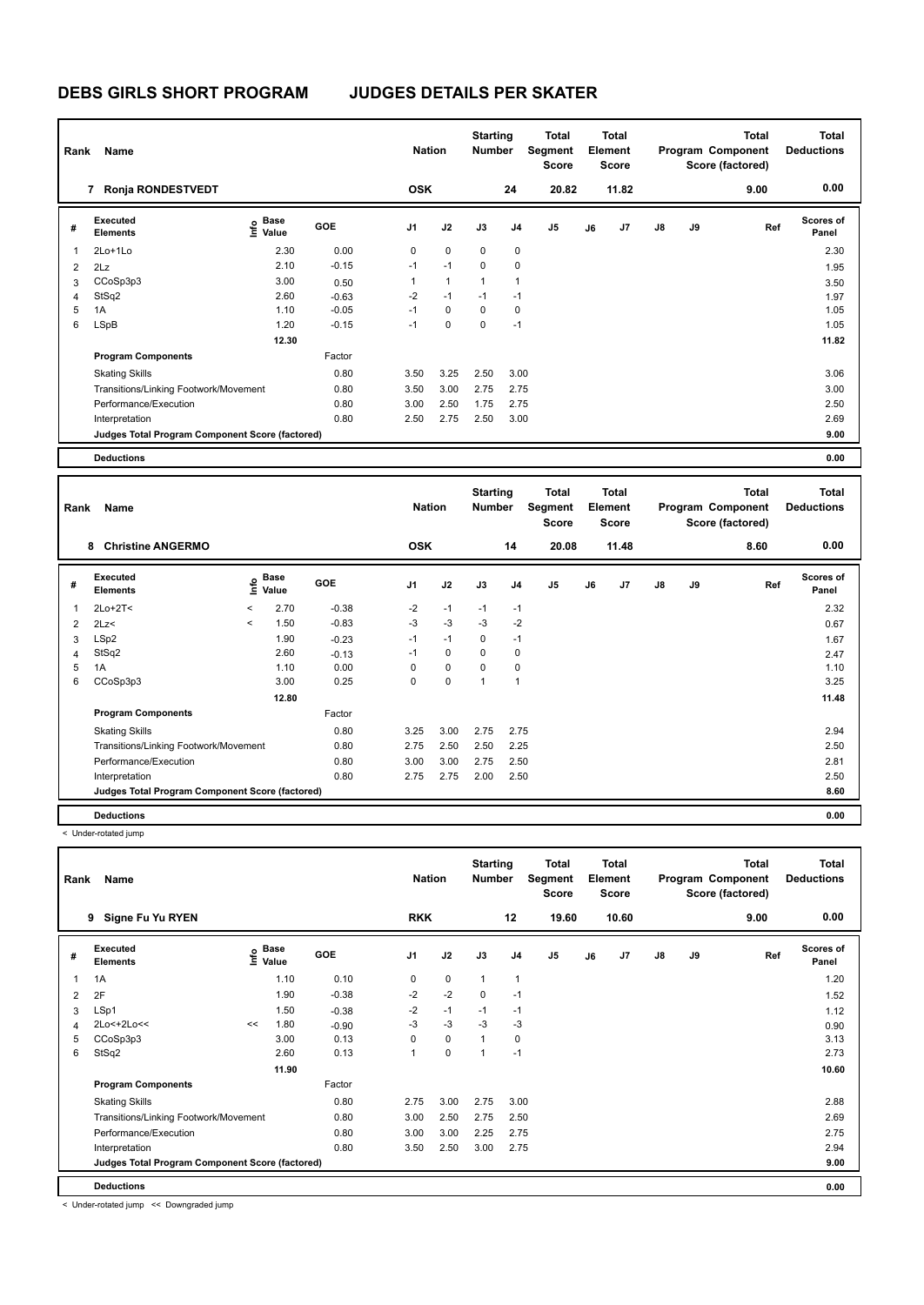# DEBS GIRLS SHORT PROGRAM JUDGES DETAILS PER SKATER

| Rank | Name | Nation | Starting Number | Total Segment Score | Total Element Score | Total Program Component Score (factored) | Total Deductions |
|---|---|---|---|---|---|---|---|
| 7 | Ronja RONDESTVEDT | OSK | 24 | 20.82 | 11.82 | 9.00 | 0.00 |

| # | Executed Elements | Info | Base Value | GOE | J1 | J2 | J3 | J4 | J5 | J6 | J7 | J8 | J9 | Ref | Scores of Panel |
|---|---|---|---|---|---|---|---|---|---|---|---|---|---|---|---|
| 1 | 2Lo+1Lo | | 2.30 | 0.00 | 0 | 0 | 0 | 0 | | | | | | | 2.30 |
| 2 | 2Lz | | 2.10 | -0.15 | -1 | -1 | 0 | 0 | | | | | | | 1.95 |
| 3 | CCoSp3p3 | | 3.00 | 0.50 | 1 | 1 | 1 | 1 | | | | | | | 3.50 |
| 4 | StSq2 | | 2.60 | -0.63 | -2 | -1 | -1 | -1 | | | | | | | 1.97 |
| 5 | 1A | | 1.10 | -0.05 | -1 | 0 | 0 | 0 | | | | | | | 1.05 |
| 6 | LSpB | | 1.20 | -0.15 | -1 | 0 | 0 | -1 | | | | | | | 1.05 |
| | | | 12.30 | | | | | | | | | | | | 11.82 |
| | **Program Components** | | | Factor | | | | | | | | | | | |
| | Skating Skills | | | 0.80 | 3.50 | 3.25 | 2.50 | 3.00 | | | | | | | 3.06 |
| | Transitions/Linking Footwork/Movement | | | 0.80 | 3.50 | 3.00 | 2.75 | 2.75 | | | | | | | 3.00 |
| | Performance/Execution | | | 0.80 | 3.00 | 2.50 | 1.75 | 2.75 | | | | | | | 2.50 |
| | Interpretation | | | 0.80 | 2.50 | 2.75 | 2.50 | 3.00 | | | | | | | 2.69 |
| | **Judges Total Program Component Score (factored)** | | | | | | | | | | | | | | 9.00 |
| | **Deductions** | | | | | | | | | | | | | | 0.00 |

| Rank | Name | Nation | Starting Number | Total Segment Score | Total Element Score | Total Program Component Score (factored) | Total Deductions |
|---|---|---|---|---|---|---|---|
| 8 | Christine ANGERMO | OSK | 14 | 20.08 | 11.48 | 8.60 | 0.00 |

| # | Executed Elements | Info | Base Value | GOE | J1 | J2 | J3 | J4 | J5 | J6 | J7 | J8 | J9 | Ref | Scores of Panel |
|---|---|---|---|---|---|---|---|---|---|---|---|---|---|---|---|
| 1 | 2Lo+2T< | < | 2.70 | -0.38 | -2 | -1 | -1 | -1 | | | | | | | 2.32 |
| 2 | 2Lz< | < | 1.50 | -0.83 | -3 | -3 | -3 | -2 | | | | | | | 0.67 |
| 3 | LSp2 | | 1.90 | -0.23 | -1 | -1 | 0 | -1 | | | | | | | 1.67 |
| 4 | StSq2 | | 2.60 | -0.13 | -1 | 0 | 0 | 0 | | | | | | | 2.47 |
| 5 | 1A | | 1.10 | 0.00 | 0 | 0 | 0 | 0 | | | | | | | 1.10 |
| 6 | CCoSp3p3 | | 3.00 | 0.25 | 0 | 0 | 1 | 1 | | | | | | | 3.25 |
| | | | 12.80 | | | | | | | | | | | | 11.48 |
| | **Program Components** | | | Factor | | | | | | | | | | | |
| | Skating Skills | | | 0.80 | 3.25 | 3.00 | 2.75 | 2.75 | | | | | | | 2.94 |
| | Transitions/Linking Footwork/Movement | | | 0.80 | 2.75 | 2.50 | 2.50 | 2.25 | | | | | | | 2.50 |
| | Performance/Execution | | | 0.80 | 3.00 | 3.00 | 2.75 | 2.50 | | | | | | | 2.81 |
| | Interpretation | | | 0.80 | 2.75 | 2.75 | 2.00 | 2.50 | | | | | | | 2.50 |
| | **Judges Total Program Component Score (factored)** | | | | | | | | | | | | | | 8.60 |
| | **Deductions** | | | | | | | | | | | | | | 0.00 |

< Under-rotated jump

| Rank | Name | Nation | Starting Number | Total Segment Score | Total Element Score | Total Program Component Score (factored) | Total Deductions |
|---|---|---|---|---|---|---|---|
| 9 | Signe Fu Yu RYEN | RKK | 12 | 19.60 | 10.60 | 9.00 | 0.00 |

| # | Executed Elements | Info | Base Value | GOE | J1 | J2 | J3 | J4 | J5 | J6 | J7 | J8 | J9 | Ref | Scores of Panel |
|---|---|---|---|---|---|---|---|---|---|---|---|---|---|---|---|
| 1 | 1A | | 1.10 | 0.10 | 0 | 0 | 1 | 1 | | | | | | | 1.20 |
| 2 | 2F | | 1.90 | -0.38 | -2 | -2 | 0 | -1 | | | | | | | 1.52 |
| 3 | LSp1 | | 1.50 | -0.38 | -2 | -1 | -1 | -1 | | | | | | | 1.12 |
| 4 | 2Lo<+2Lo<< | << | 1.80 | -0.90 | -3 | -3 | -3 | -3 | | | | | | | 0.90 |
| 5 | CCoSp3p3 | | 3.00 | 0.13 | 0 | 0 | 1 | 0 | | | | | | | 3.13 |
| 6 | StSq2 | | 2.60 | 0.13 | 1 | 0 | 1 | -1 | | | | | | | 2.73 |
| | | | 11.90 | | | | | | | | | | | | 10.60 |
| | **Program Components** | | | Factor | | | | | | | | | | | |
| | Skating Skills | | | 0.80 | 2.75 | 3.00 | 2.75 | 3.00 | | | | | | | 2.88 |
| | Transitions/Linking Footwork/Movement | | | 0.80 | 3.00 | 2.50 | 2.75 | 2.50 | | | | | | | 2.69 |
| | Performance/Execution | | | 0.80 | 3.00 | 3.00 | 2.25 | 2.75 | | | | | | | 2.75 |
| | Interpretation | | | 0.80 | 3.50 | 2.50 | 3.00 | 2.75 | | | | | | | 2.94 |
| | **Judges Total Program Component Score (factored)** | | | | | | | | | | | | | | 9.00 |
| | **Deductions** | | | | | | | | | | | | | | 0.00 |

< Under-rotated jump << Downgraded jump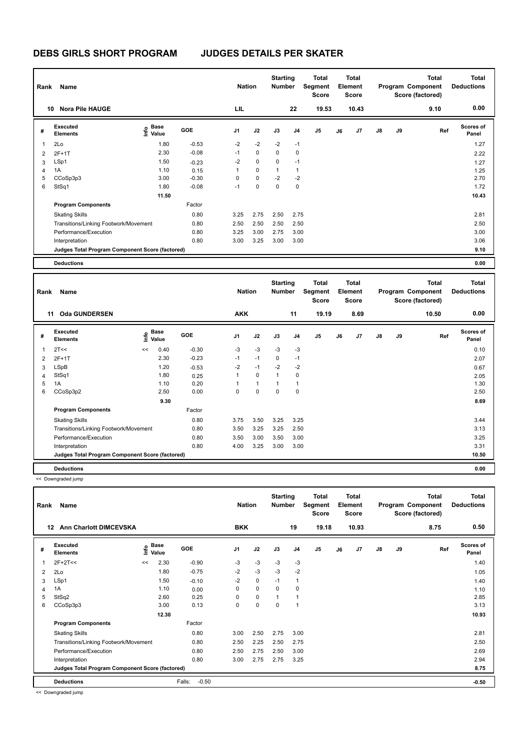# DEBS GIRLS SHORT PROGRAM JUDGES DETAILS PER SKATER

| Rank | Name | Nation | Starting Number | Total Segment Score | Total Element Score | Total Program Component Score (factored) | Total Deductions |
|---|---|---|---|---|---|---|---|
| 10 | Nora Pile HAUGE | LIL | 22 | 19.53 | 10.43 | 9.10 | 0.00 |

| # | Executed Elements | Info | Base Value | GOE | J1 | J2 | J3 | J4 | J5 | J6 | J7 | J8 | J9 | Ref | Scores of Panel |
|---|---|---|---|---|---|---|---|---|---|---|---|---|---|---|---|
| 1 | 2Lo | | 1.80 | -0.53 | -2 | -2 | -2 | -1 | | | | | | | 1.27 |
| 2 | 2F+1T | | 2.30 | -0.08 | -1 | 0 | 0 | 0 | | | | | | | 2.22 |
| 3 | LSp1 | | 1.50 | -0.23 | -2 | 0 | 0 | -1 | | | | | | | 1.27 |
| 4 | 1A | | 1.10 | 0.15 | 1 | 0 | 1 | 1 | | | | | | | 1.25 |
| 5 | CCoSp3p3 | | 3.00 | -0.30 | 0 | 0 | -2 | -2 | | | | | | | 2.70 |
| 6 | StSq1 | | 1.80 | -0.08 | -1 | 0 | 0 | 0 | | | | | | | 1.72 |
| | | | 11.50 | | | | | | | | | | | | 10.43 |
| | **Program Components** | | | Factor | | | | | | | | | | | |
| | Skating Skills | | | 0.80 | 3.25 | 2.75 | 2.50 | 2.75 | | | | | | | 2.81 |
| | Transitions/Linking Footwork/Movement | | | 0.80 | 2.50 | 2.50 | 2.50 | 2.50 | | | | | | | 2.50 |
| | Performance/Execution | | | 0.80 | 3.25 | 3.00 | 2.75 | 3.00 | | | | | | | 3.00 |
| | Interpretation | | | 0.80 | 3.00 | 3.25 | 3.00 | 3.00 | | | | | | | 3.06 |
| | **Judges Total Program Component Score (factored)** | | | | | | | | | | | | | | **9.10** |
| | **Deductions** | | | | | | | | | | | | | | **0.00** |

| Rank | Name | Nation | Starting Number | Total Segment Score | Total Element Score | Total Program Component Score (factored) | Total Deductions |
|---|---|---|---|---|---|---|---|
| 11 | Oda GUNDERSEN | AKK | 11 | 19.19 | 8.69 | 10.50 | 0.00 |

| # | Executed Elements | Info | Base Value | GOE | J1 | J2 | J3 | J4 | J5 | J6 | J7 | J8 | J9 | Ref | Scores of Panel |
|---|---|---|---|---|---|---|---|---|---|---|---|---|---|---|---|
| 1 | 2T<< | << | 0.40 | -0.30 | -3 | -3 | -3 | -3 | | | | | | | 0.10 |
| 2 | 2F+1T | | 2.30 | -0.23 | -1 | -1 | 0 | -1 | | | | | | | 2.07 |
| 3 | LSpB | | 1.20 | -0.53 | -2 | -1 | -2 | -2 | | | | | | | 0.67 |
| 4 | StSq1 | | 1.80 | 0.25 | 1 | 0 | 1 | 0 | | | | | | | 2.05 |
| 5 | 1A | | 1.10 | 0.20 | 1 | 1 | 1 | 1 | | | | | | | 1.30 |
| 6 | CCoSp3p2 | | 2.50 | 0.00 | 0 | 0 | 0 | 0 | | | | | | | 2.50 |
| | | | 9.30 | | | | | | | | | | | | 8.69 |
| | **Program Components** | | | Factor | | | | | | | | | | | |
| | Skating Skills | | | 0.80 | 3.75 | 3.50 | 3.25 | 3.25 | | | | | | | 3.44 |
| | Transitions/Linking Footwork/Movement | | | 0.80 | 3.50 | 3.25 | 3.25 | 2.50 | | | | | | | 3.13 |
| | Performance/Execution | | | 0.80 | 3.50 | 3.00 | 3.50 | 3.00 | | | | | | | 3.25 |
| | Interpretation | | | 0.80 | 4.00 | 3.25 | 3.00 | 3.00 | | | | | | | 3.31 |
| | **Judges Total Program Component Score (factored)** | | | | | | | | | | | | | | **10.50** |
| | **Deductions** | | | | | | | | | | | | | | **0.00** |

<< Downgraded jump

| Rank | Name | Nation | Starting Number | Total Segment Score | Total Element Score | Total Program Component Score (factored) | Total Deductions |
|---|---|---|---|---|---|---|---|
| 12 | Ann Charlott DIMCEVSKA | BKK | 19 | 19.18 | 10.93 | 8.75 | 0.50 |

| # | Executed Elements | Info | Base Value | GOE | J1 | J2 | J3 | J4 | J5 | J6 | J7 | J8 | J9 | Ref | Scores of Panel |
|---|---|---|---|---|---|---|---|---|---|---|---|---|---|---|---|
| 1 | 2F+2T<< | << | 2.30 | -0.90 | -3 | -3 | -3 | -3 | | | | | | | 1.40 |
| 2 | 2Lo | | 1.80 | -0.75 | -2 | -3 | -3 | -2 | | | | | | | 1.05 |
| 3 | LSp1 | | 1.50 | -0.10 | -2 | 0 | -1 | 1 | | | | | | | 1.40 |
| 4 | 1A | | 1.10 | 0.00 | 0 | 0 | 0 | 0 | | | | | | | 1.10 |
| 5 | StSq2 | | 2.60 | 0.25 | 0 | 0 | 1 | 1 | | | | | | | 2.85 |
| 6 | CCoSp3p3 | | 3.00 | 0.13 | 0 | 0 | 0 | 1 | | | | | | | 3.13 |
| | | | 12.30 | | | | | | | | | | | | 10.93 |
| | **Program Components** | | | Factor | | | | | | | | | | | |
| | Skating Skills | | | 0.80 | 3.00 | 2.50 | 2.75 | 3.00 | | | | | | | 2.81 |
| | Transitions/Linking Footwork/Movement | | | 0.80 | 2.50 | 2.25 | 2.50 | 2.75 | | | | | | | 2.50 |
| | Performance/Execution | | | 0.80 | 2.50 | 2.75 | 2.50 | 3.00 | | | | | | | 2.69 |
| | Interpretation | | | 0.80 | 3.00 | 2.75 | 2.75 | 3.25 | | | | | | | 2.94 |
| | **Judges Total Program Component Score (factored)** | | | | | | | | | | | | | | **8.75** |
| | **Deductions** | | | Falls: -0.50 | | | | | | | | | | | **-0.50** |

<< Downgraded jump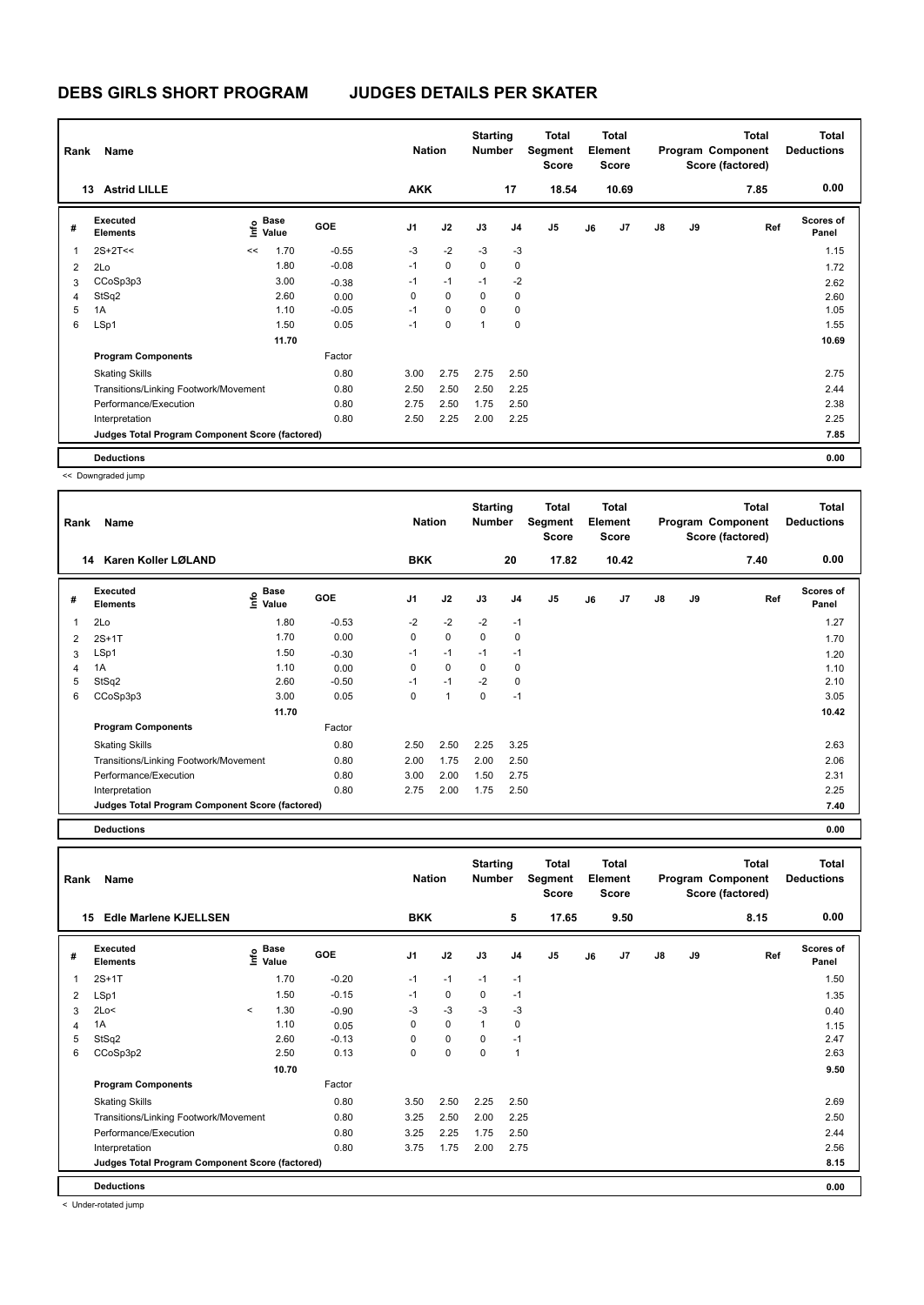# DEBS GIRLS SHORT PROGRAM JUDGES DETAILS PER SKATER

| Rank | Name | Nation | Starting Number | Total Segment Score | Total Element Score | Total Program Component Score (factored) | Total Deductions |
|---|---|---|---|---|---|---|---|
| 13 | Astrid LILLE | AKK | 17 | 18.54 | 10.69 | 7.85 | 0.00 |

| # | Executed Elements | Info | Base Value | GOE | J1 | J2 | J3 | J4 | J5 | J6 | J7 | J8 | J9 | Ref | Scores of Panel |
|---|---|---|---|---|---|---|---|---|---|---|---|---|---|---|---|
| 1 | 2S+2T<< | << | 1.70 | -0.55 | -3 | -2 | -3 | -3 | | | | | | | 1.15 |
| 2 | 2Lo | | 1.80 | -0.08 | -1 | 0 | 0 | 0 | | | | | | | 1.72 |
| 3 | CCoSp3p3 | | 3.00 | -0.38 | -1 | -1 | -1 | -2 | | | | | | | 2.62 |
| 4 | StSq2 | | 2.60 | 0.00 | 0 | 0 | 0 | 0 | | | | | | | 2.60 |
| 5 | 1A | | 1.10 | -0.05 | -1 | 0 | 0 | 0 | | | | | | | 1.05 |
| 6 | LSp1 | | 1.50 | 0.05 | -1 | 0 | 1 | 0 | | | | | | | 1.55 |
| | | | 11.70 | | | | | | | | | | | | 10.69 |
| | **Program Components** | | | Factor | | | | | | | | | | | |
| | Skating Skills | | | 0.80 | 3.00 | 2.75 | 2.75 | 2.50 | | | | | | | 2.75 |
| | Transitions/Linking Footwork/Movement | | | 0.80 | 2.50 | 2.50 | 2.50 | 2.25 | | | | | | | 2.44 |
| | Performance/Execution | | | 0.80 | 2.75 | 2.50 | 1.75 | 2.50 | | | | | | | 2.38 |
| | Interpretation | | | 0.80 | 2.50 | 2.25 | 2.00 | 2.25 | | | | | | | 2.25 |
| | **Judges Total Program Component Score (factored)** | | | | | | | | | | | | | | 7.85 |
| | **Deductions** | | | | | | | | | | | | | | 0.00 |

<< Downgraded jump

| Rank | Name | Nation | Starting Number | Total Segment Score | Total Element Score | Total Program Component Score (factored) | Total Deductions |
|---|---|---|---|---|---|---|---|
| 14 | Karen Koller LØLAND | BKK | 20 | 17.82 | 10.42 | 7.40 | 0.00 |

| # | Executed Elements | Info | Base Value | GOE | J1 | J2 | J3 | J4 | J5 | J6 | J7 | J8 | J9 | Ref | Scores of Panel |
|---|---|---|---|---|---|---|---|---|---|---|---|---|---|---|---|
| 1 | 2Lo | | 1.80 | -0.53 | -2 | -2 | -2 | -1 | | | | | | | 1.27 |
| 2 | 2S+1T | | 1.70 | 0.00 | 0 | 0 | 0 | 0 | | | | | | | 1.70 |
| 3 | LSp1 | | 1.50 | -0.30 | -1 | -1 | -1 | -1 | | | | | | | 1.20 |
| 4 | 1A | | 1.10 | 0.00 | 0 | 0 | 0 | 0 | | | | | | | 1.10 |
| 5 | StSq2 | | 2.60 | -0.50 | -1 | -1 | -2 | 0 | | | | | | | 2.10 |
| 6 | CCoSp3p3 | | 3.00 | 0.05 | 0 | 1 | 0 | -1 | | | | | | | 3.05 |
| | | | 11.70 | | | | | | | | | | | | 10.42 |
| | **Program Components** | | | Factor | | | | | | | | | | | |
| | Skating Skills | | | 0.80 | 2.50 | 2.50 | 2.25 | 3.25 | | | | | | | 2.63 |
| | Transitions/Linking Footwork/Movement | | | 0.80 | 2.00 | 1.75 | 2.00 | 2.50 | | | | | | | 2.06 |
| | Performance/Execution | | | 0.80 | 3.00 | 2.00 | 1.50 | 2.75 | | | | | | | 2.31 |
| | Interpretation | | | 0.80 | 2.75 | 2.00 | 1.75 | 2.50 | | | | | | | 2.25 |
| | **Judges Total Program Component Score (factored)** | | | | | | | | | | | | | | 7.40 |
| | **Deductions** | | | | | | | | | | | | | | 0.00 |

| Rank | Name | Nation | Starting Number | Total Segment Score | Total Element Score | Total Program Component Score (factored) | Total Deductions |
|---|---|---|---|---|---|---|---|
| 15 | Edle Marlene KJELLSEN | BKK | 5 | 17.65 | 9.50 | 8.15 | 0.00 |

| # | Executed Elements | Info | Base Value | GOE | J1 | J2 | J3 | J4 | J5 | J6 | J7 | J8 | J9 | Ref | Scores of Panel |
|---|---|---|---|---|---|---|---|---|---|---|---|---|---|---|---|
| 1 | 2S+1T | | 1.70 | -0.20 | -1 | -1 | -1 | -1 | | | | | | | 1.50 |
| 2 | LSp1 | | 1.50 | -0.15 | -1 | 0 | 0 | -1 | | | | | | | 1.35 |
| 3 | 2Lo< | < | 1.30 | -0.90 | -3 | -3 | -3 | -3 | | | | | | | 0.40 |
| 4 | 1A | | 1.10 | 0.05 | 0 | 0 | 1 | 0 | | | | | | | 1.15 |
| 5 | StSq2 | | 2.60 | -0.13 | 0 | 0 | 0 | -1 | | | | | | | 2.47 |
| 6 | CCoSp3p2 | | 2.50 | 0.13 | 0 | 0 | 0 | 1 | | | | | | | 2.63 |
| | | | 10.70 | | | | | | | | | | | | 9.50 |
| | **Program Components** | | | Factor | | | | | | | | | | | |
| | Skating Skills | | | 0.80 | 3.50 | 2.50 | 2.25 | 2.50 | | | | | | | 2.69 |
| | Transitions/Linking Footwork/Movement | | | 0.80 | 3.25 | 2.50 | 2.00 | 2.25 | | | | | | | 2.50 |
| | Performance/Execution | | | 0.80 | 3.25 | 2.25 | 1.75 | 2.50 | | | | | | | 2.44 |
| | Interpretation | | | 0.80 | 3.75 | 1.75 | 2.00 | 2.75 | | | | | | | 2.56 |
| | **Judges Total Program Component Score (factored)** | | | | | | | | | | | | | | 8.15 |
| | **Deductions** | | | | | | | | | | | | | | 0.00 |

< Under-rotated jump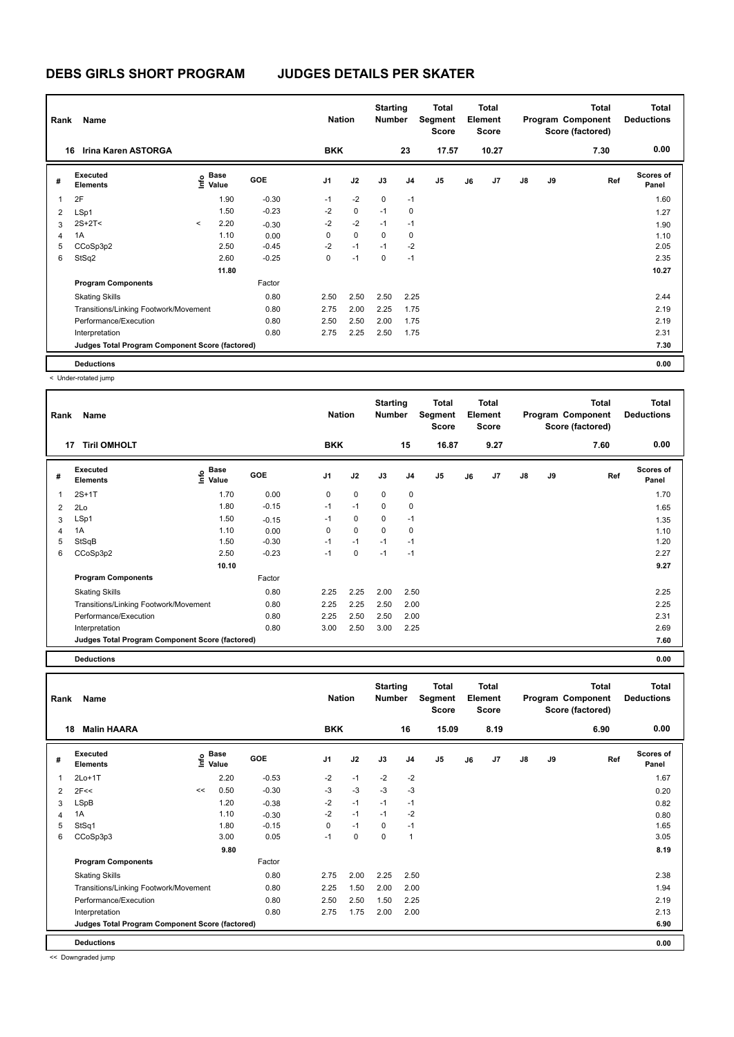# DEBS GIRLS SHORT PROGRAM JUDGES DETAILS PER SKATER

| Rank | Name | Nation | Starting Number | Total Segment Score | Total Element Score | Total Program Component Score (factored) | Total Deductions |
|---|---|---|---|---|---|---|---|
| 16 | Irina Karen ASTORGA | BKK | 23 | 17.57 | 10.27 | 7.30 | 0.00 |

| # | Executed Elements | Info | Base Value | GOE | J1 | J2 | J3 | J4 | J5 | J6 | J7 | J8 | J9 | Ref | Scores of Panel |
|---|---|---|---|---|---|---|---|---|---|---|---|---|---|---|---|
| 1 | 2F | | 1.90 | -0.30 | -1 | -2 | 0 | -1 | | | | | | | 1.60 |
| 2 | LSp1 | | 1.50 | -0.23 | -2 | 0 | -1 | 0 | | | | | | | 1.27 |
| 3 | 2S+2T< | < | 2.20 | -0.30 | -2 | -2 | -1 | -1 | | | | | | | 1.90 |
| 4 | 1A | | 1.10 | 0.00 | 0 | 0 | 0 | 0 | | | | | | | 1.10 |
| 5 | CCoSp3p2 | | 2.50 | -0.45 | -2 | -1 | -1 | -2 | | | | | | | 2.05 |
| 6 | StSq2 | | 2.60 | -0.25 | 0 | -1 | 0 | -1 | | | | | | | 2.35 |
| | | | 11.80 | | | | | | | | | | | | 10.27 |

| Program Components | Factor | J1 | J2 | J3 | J4 | J5 | J6 | J7 | J8 | J9 | Ref | Scores of Panel |
|---|---|---|---|---|---|---|---|---|---|---|---|---|
| Skating Skills | 0.80 | 2.50 | 2.50 | 2.50 | 2.25 | | | | | | | 2.44 |
| Transitions/Linking Footwork/Movement | 0.80 | 2.75 | 2.00 | 2.25 | 1.75 | | | | | | | 2.19 |
| Performance/Execution | 0.80 | 2.50 | 2.50 | 2.00 | 1.75 | | | | | | | 2.19 |
| Interpretation | 0.80 | 2.75 | 2.25 | 2.50 | 1.75 | | | | | | | 2.31 |
| Judges Total Program Component Score (factored) | | | | | | | | | | | | 7.30 |

**Deductions** 0.00

< Under-rotated jump

| Rank | Name | Nation | Starting Number | Total Segment Score | Total Element Score | Total Program Component Score (factored) | Total Deductions |
|---|---|---|---|---|---|---|---|
| 17 | Tiril OMHOLT | BKK | 15 | 16.87 | 9.27 | 7.60 | 0.00 |

| # | Executed Elements | Info | Base Value | GOE | J1 | J2 | J3 | J4 | J5 | J6 | J7 | J8 | J9 | Ref | Scores of Panel |
|---|---|---|---|---|---|---|---|---|---|---|---|---|---|---|---|
| 1 | 2S+1T | | 1.70 | 0.00 | 0 | 0 | 0 | 0 | | | | | | | 1.70 |
| 2 | 2Lo | | 1.80 | -0.15 | -1 | -1 | 0 | 0 | | | | | | | 1.65 |
| 3 | LSp1 | | 1.50 | -0.15 | -1 | 0 | 0 | -1 | | | | | | | 1.35 |
| 4 | 1A | | 1.10 | 0.00 | 0 | 0 | 0 | 0 | | | | | | | 1.10 |
| 5 | StSqB | | 1.50 | -0.30 | -1 | -1 | -1 | -1 | | | | | | | 1.20 |
| 6 | CCoSp3p2 | | 2.50 | -0.23 | -1 | 0 | -1 | -1 | | | | | | | 2.27 |
| | | | 10.10 | | | | | | | | | | | | 9.27 |

| Program Components | Factor | J1 | J2 | J3 | J4 | J5 | J6 | J7 | J8 | J9 | Ref | Scores of Panel |
|---|---|---|---|---|---|---|---|---|---|---|---|---|
| Skating Skills | 0.80 | 2.25 | 2.25 | 2.00 | 2.50 | | | | | | | 2.25 |
| Transitions/Linking Footwork/Movement | 0.80 | 2.25 | 2.25 | 2.50 | 2.00 | | | | | | | 2.25 |
| Performance/Execution | 0.80 | 2.25 | 2.50 | 2.50 | 2.00 | | | | | | | 2.31 |
| Interpretation | 0.80 | 3.00 | 2.50 | 3.00 | 2.25 | | | | | | | 2.69 |
| Judges Total Program Component Score (factored) | | | | | | | | | | | | 7.60 |

**Deductions** 0.00

| Rank | Name | Nation | Starting Number | Total Segment Score | Total Element Score | Total Program Component Score (factored) | Total Deductions |
|---|---|---|---|---|---|---|---|
| 18 | Malin HAARA | BKK | 16 | 15.09 | 8.19 | 6.90 | 0.00 |

| # | Executed Elements | Info | Base Value | GOE | J1 | J2 | J3 | J4 | J5 | J6 | J7 | J8 | J9 | Ref | Scores of Panel |
|---|---|---|---|---|---|---|---|---|---|---|---|---|---|---|---|
| 1 | 2Lo+1T | | 2.20 | -0.53 | -2 | -1 | -2 | -2 | | | | | | | 1.67 |
| 2 | 2F<< | << | 0.50 | -0.30 | -3 | -3 | -3 | -3 | | | | | | | 0.20 |
| 3 | LSpB | | 1.20 | -0.38 | -2 | -1 | -1 | -1 | | | | | | | 0.82 |
| 4 | 1A | | 1.10 | -0.30 | -2 | -1 | -1 | -2 | | | | | | | 0.80 |
| 5 | StSq1 | | 1.80 | -0.15 | 0 | -1 | 0 | -1 | | | | | | | 1.65 |
| 6 | CCoSp3p3 | | 3.00 | 0.05 | -1 | 0 | 0 | 1 | | | | | | | 3.05 |
| | | | 9.80 | | | | | | | | | | | | 8.19 |

| Program Components | Factor | J1 | J2 | J3 | J4 | J5 | J6 | J7 | J8 | J9 | Ref | Scores of Panel |
|---|---|---|---|---|---|---|---|---|---|---|---|---|
| Skating Skills | 0.80 | 2.75 | 2.00 | 2.25 | 2.50 | | | | | | | 2.38 |
| Transitions/Linking Footwork/Movement | 0.80 | 2.25 | 1.50 | 2.00 | 2.00 | | | | | | | 1.94 |
| Performance/Execution | 0.80 | 2.50 | 2.50 | 1.50 | 2.25 | | | | | | | 2.19 |
| Interpretation | 0.80 | 2.75 | 1.75 | 2.00 | 2.00 | | | | | | | 2.13 |
| Judges Total Program Component Score (factored) | | | | | | | | | | | | 6.90 |

**Deductions** 0.00

<< Downgraded jump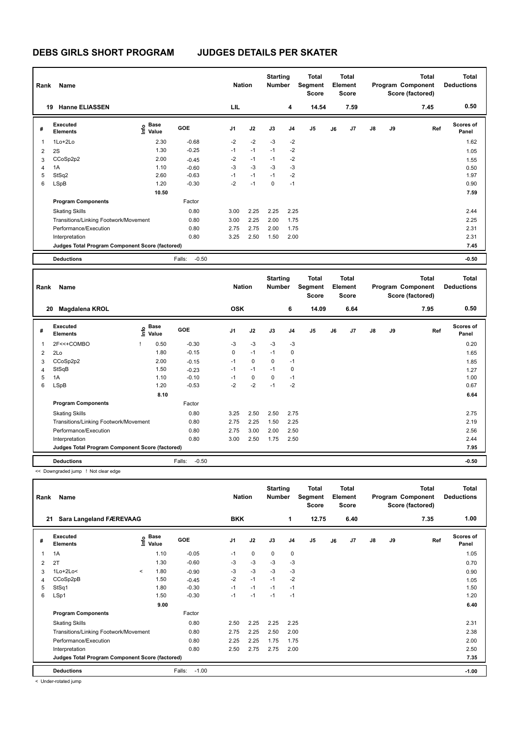# DEBS GIRLS SHORT PROGRAM — JUDGES DETAILS PER SKATER

| Rank | Name | Nation | Starting Number | Total Segment Score | Total Element Score | Total Program Component Score (factored) | Total Deductions |
|---|---|---|---|---|---|---|---|
| 19 | Hanne ELIASSEN | LIL | 4 | 14.54 | 7.59 | 7.45 | 0.50 |

| # | Executed Elements | Info | Base Value | GOE | J1 | J2 | J3 | J4 | J5 | J6 | J7 | J8 | J9 | Ref | Scores of Panel |
|---|---|---|---|---|---|---|---|---|---|---|---|---|---|---|---|
| 1 | 1Lo+2Lo | | 2.30 | -0.68 | -2 | -2 | -3 | -2 | | | | | | | 1.62 |
| 2 | 2S | | 1.30 | -0.25 | -1 | -1 | -1 | -2 | | | | | | | 1.05 |
| 3 | CCoSp2p2 | | 2.00 | -0.45 | -2 | -1 | -1 | -2 | | | | | | | 1.55 |
| 4 | 1A | | 1.10 | -0.60 | -3 | -3 | -3 | -3 | | | | | | | 0.50 |
| 5 | StSq2 | | 2.60 | -0.63 | -1 | -1 | -1 | -2 | | | | | | | 1.97 |
| 6 | LSpB | | 1.20 | -0.30 | -2 | -1 | 0 | -1 | | | | | | | 0.90 |
| | | | 10.50 | | | | | | | | | | | | 7.59 |

| Program Components | Factor | J1 | J2 | J3 | J4 | J5 | J6 | J7 | J8 | J9 | Scores of Panel |
|---|---|---|---|---|---|---|---|---|---|---|---|
| Skating Skills | 0.80 | 3.00 | 2.25 | 2.25 | 2.25 | | | | | | 2.44 |
| Transitions/Linking Footwork/Movement | 0.80 | 3.00 | 2.25 | 2.00 | 1.75 | | | | | | 2.25 |
| Performance/Execution | 0.80 | 2.75 | 2.75 | 2.00 | 1.75 | | | | | | 2.31 |
| Interpretation | 0.80 | 3.25 | 2.50 | 1.50 | 2.00 | | | | | | 2.31 |
| Judges Total Program Component Score (factored) | | | | | | | | | | | 7.45 |

| Deductions | Falls: -0.50 | -0.50 |
|---|---|---|

| Rank | Name | Nation | Starting Number | Total Segment Score | Total Element Score | Total Program Component Score (factored) | Total Deductions |
|---|---|---|---|---|---|---|---|
| 20 | Magdalena KROL | OSK | 6 | 14.09 | 6.64 | 7.95 | 0.50 |

| # | Executed Elements | Info | Base Value | GOE | J1 | J2 | J3 | J4 | J5 | J6 | J7 | J8 | J9 | Ref | Scores of Panel |
|---|---|---|---|---|---|---|---|---|---|---|---|---|---|---|---|
| 1 | 2F<<+COMBO | ! | 0.50 | -0.30 | -3 | -3 | -3 | -3 | | | | | | | 0.20 |
| 2 | 2Lo | | 1.80 | -0.15 | 0 | -1 | -1 | 0 | | | | | | | 1.65 |
| 3 | CCoSp2p2 | | 2.00 | -0.15 | -1 | 0 | 0 | -1 | | | | | | | 1.85 |
| 4 | StSqB | | 1.50 | -0.23 | -1 | -1 | -1 | 0 | | | | | | | 1.27 |
| 5 | 1A | | 1.10 | -0.10 | -1 | 0 | 0 | -1 | | | | | | | 1.00 |
| 6 | LSpB | | 1.20 | -0.53 | -2 | -2 | -1 | -2 | | | | | | | 0.67 |
| | | | 8.10 | | | | | | | | | | | | 6.64 |

| Program Components | Factor | J1 | J2 | J3 | J4 | J5 | J6 | J7 | J8 | J9 | Scores of Panel |
|---|---|---|---|---|---|---|---|---|---|---|---|
| Skating Skills | 0.80 | 3.25 | 2.50 | 2.50 | 2.75 | | | | | | 2.75 |
| Transitions/Linking Footwork/Movement | 0.80 | 2.75 | 2.25 | 1.50 | 2.25 | | | | | | 2.19 |
| Performance/Execution | 0.80 | 2.75 | 3.00 | 2.00 | 2.50 | | | | | | 2.56 |
| Interpretation | 0.80 | 3.00 | 2.50 | 1.75 | 2.50 | | | | | | 2.44 |
| Judges Total Program Component Score (factored) | | | | | | | | | | | 7.95 |

| Deductions | Falls: -0.50 | -0.50 |
|---|---|---|

<< Downgraded jump ! Not clear edge

| Rank | Name | Nation | Starting Number | Total Segment Score | Total Element Score | Total Program Component Score (factored) | Total Deductions |
|---|---|---|---|---|---|---|---|
| 21 | Sara Langeland FÆREVAAG | BKK | 1 | 12.75 | 6.40 | 7.35 | 1.00 |

| # | Executed Elements | Info | Base Value | GOE | J1 | J2 | J3 | J4 | J5 | J6 | J7 | J8 | J9 | Ref | Scores of Panel |
|---|---|---|---|---|---|---|---|---|---|---|---|---|---|---|---|
| 1 | 1A | | 1.10 | -0.05 | -1 | 0 | 0 | 0 | | | | | | | 1.05 |
| 2 | 2T | | 1.30 | -0.60 | -3 | -3 | -3 | -3 | | | | | | | 0.70 |
| 3 | 1Lo+2Lo< | < | 1.80 | -0.90 | -3 | -3 | -3 | -3 | | | | | | | 0.90 |
| 4 | CCoSp2pB | | 1.50 | -0.45 | -2 | -1 | -1 | -2 | | | | | | | 1.05 |
| 5 | StSq1 | | 1.80 | -0.30 | -1 | -1 | -1 | -1 | | | | | | | 1.50 |
| 6 | LSp1 | | 1.50 | -0.30 | -1 | -1 | -1 | -1 | | | | | | | 1.20 |
| | | | 9.00 | | | | | | | | | | | | 6.40 |

| Program Components | Factor | J1 | J2 | J3 | J4 | J5 | J6 | J7 | J8 | J9 | Scores of Panel |
|---|---|---|---|---|---|---|---|---|---|---|---|
| Skating Skills | 0.80 | 2.50 | 2.25 | 2.25 | 2.25 | | | | | | 2.31 |
| Transitions/Linking Footwork/Movement | 0.80 | 2.75 | 2.25 | 2.50 | 2.00 | | | | | | 2.38 |
| Performance/Execution | 0.80 | 2.25 | 2.25 | 1.75 | 1.75 | | | | | | 2.00 |
| Interpretation | 0.80 | 2.50 | 2.75 | 2.75 | 2.00 | | | | | | 2.50 |
| Judges Total Program Component Score (factored) | | | | | | | | | | | 7.35 |

| Deductions | Falls: -1.00 | -1.00 |
|---|---|---|

< Under-rotated jump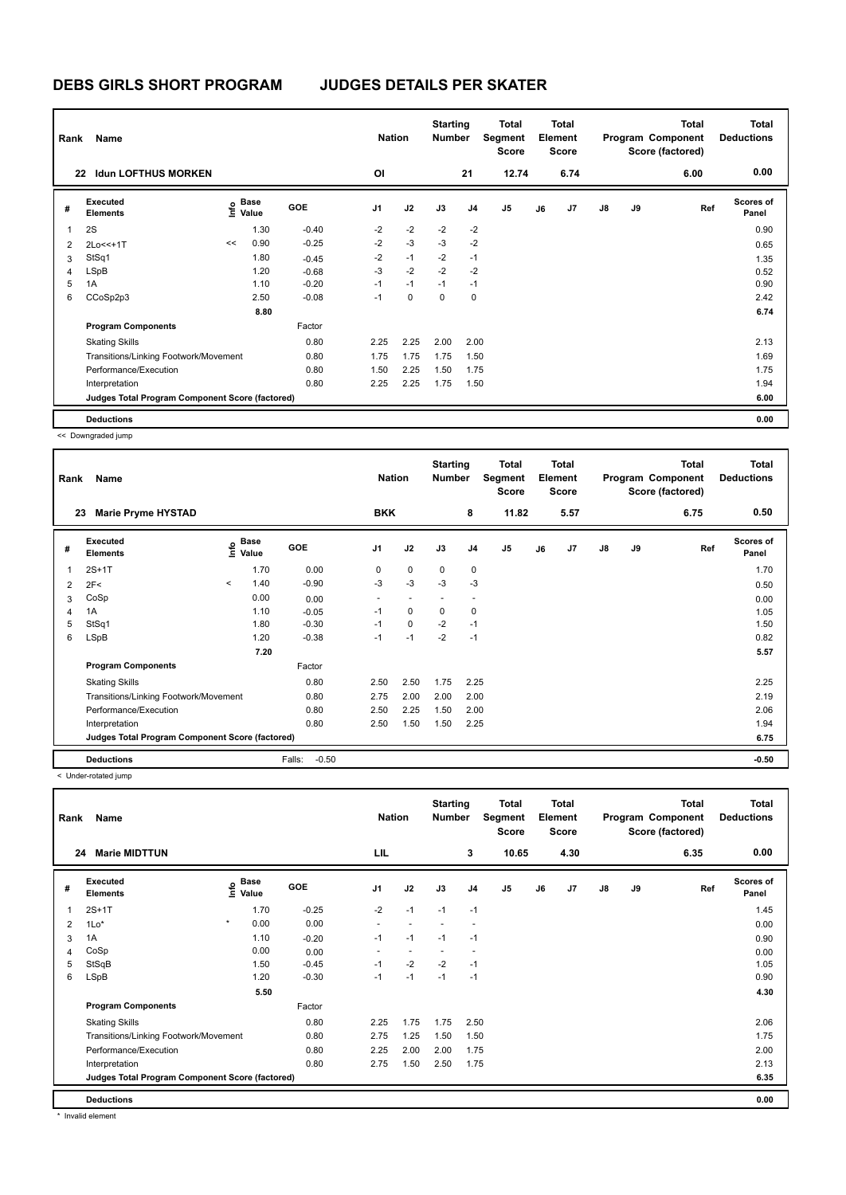# DEBS GIRLS SHORT PROGRAM JUDGES DETAILS PER SKATER

| Rank | Name | Nation | Starting Number | Total Segment Score | Total Element Score | Total Program Component Score (factored) | Total Deductions |
|---|---|---|---|---|---|---|---|
| 22 | Idun LOFTHUS MORKEN | OI | 21 | 12.74 | 6.74 | 6.00 | 0.00 |

| # | Executed Elements | Info | Base Value | GOE | J1 | J2 | J3 | J4 | J5 | J6 | J7 | J8 | J9 | Ref | Scores of Panel |
|---|---|---|---|---|---|---|---|---|---|---|---|---|---|---|---|
| 1 | 2S | | 1.30 | -0.40 | -2 | -2 | -2 | -2 | | | | | | | 0.90 |
| 2 | 2Lo<<+1T | << | 0.90 | -0.25 | -2 | -3 | -3 | -2 | | | | | | | 0.65 |
| 3 | StSq1 | | 1.80 | -0.45 | -2 | -1 | -2 | -1 | | | | | | | 1.35 |
| 4 | LSpB | | 1.20 | -0.68 | -3 | -2 | -2 | -2 | | | | | | | 0.52 |
| 5 | 1A | | 1.10 | -0.20 | -1 | -1 | -1 | -1 | | | | | | | 0.90 |
| 6 | CCoSp2p3 | | 2.50 | -0.08 | -1 | 0 | 0 | 0 | | | | | | | 2.42 |
| | | | 8.80 | | | | | | | | | | | | 6.74 |
| | **Program Components** | | | Factor | | | | | | | | | | | |
| | Skating Skills | | | 0.80 | 2.25 | 2.25 | 2.00 | 2.00 | | | | | | | 2.13 |
| | Transitions/Linking Footwork/Movement | | | 0.80 | 1.75 | 1.75 | 1.75 | 1.50 | | | | | | | 1.69 |
| | Performance/Execution | | | 0.80 | 1.50 | 2.25 | 1.50 | 1.75 | | | | | | | 1.75 |
| | Interpretation | | | 0.80 | 2.25 | 2.25 | 1.75 | 1.50 | | | | | | | 1.94 |
| | **Judges Total Program Component Score (factored)** | | | | | | | | | | | | | | 6.00 |
| | **Deductions** | | | | | | | | | | | | | | 0.00 |

<< Downgraded jump

| Rank | Name | Nation | Starting Number | Total Segment Score | Total Element Score | Total Program Component Score (factored) | Total Deductions |
|---|---|---|---|---|---|---|---|
| 23 | Marie Pryme HYSTAD | BKK | 8 | 11.82 | 5.57 | 6.75 | 0.50 |

| # | Executed Elements | Info | Base Value | GOE | J1 | J2 | J3 | J4 | J5 | J6 | J7 | J8 | J9 | Ref | Scores of Panel |
|---|---|---|---|---|---|---|---|---|---|---|---|---|---|---|---|
| 1 | 2S+1T | | 1.70 | 0.00 | 0 | 0 | 0 | 0 | | | | | | | 1.70 |
| 2 | 2F< | < | 1.40 | -0.90 | -3 | -3 | -3 | -3 | | | | | | | 0.50 |
| 3 | CoSp | | 0.00 | 0.00 | - | - | - | - | | | | | | | 0.00 |
| 4 | 1A | | 1.10 | -0.05 | -1 | 0 | 0 | 0 | | | | | | | 1.05 |
| 5 | StSq1 | | 1.80 | -0.30 | -1 | 0 | -2 | -1 | | | | | | | 1.50 |
| 6 | LSpB | | 1.20 | -0.38 | -1 | -1 | -2 | -1 | | | | | | | 0.82 |
| | | | 7.20 | | | | | | | | | | | | 5.57 |
| | **Program Components** | | | Factor | | | | | | | | | | | |
| | Skating Skills | | | 0.80 | 2.50 | 2.50 | 1.75 | 2.25 | | | | | | | 2.25 |
| | Transitions/Linking Footwork/Movement | | | 0.80 | 2.75 | 2.00 | 2.00 | 2.00 | | | | | | | 2.19 |
| | Performance/Execution | | | 0.80 | 2.50 | 2.25 | 1.50 | 2.00 | | | | | | | 2.06 |
| | Interpretation | | | 0.80 | 2.50 | 1.50 | 1.50 | 2.25 | | | | | | | 1.94 |
| | **Judges Total Program Component Score (factored)** | | | | | | | | | | | | | | 6.75 |
| | **Deductions** | | | Falls: -0.50 | | | | | | | | | | | -0.50 |

< Under-rotated jump

| Rank | Name | Nation | Starting Number | Total Segment Score | Total Element Score | Total Program Component Score (factored) | Total Deductions |
|---|---|---|---|---|---|---|---|
| 24 | Marie MIDTTUN | LIL | 3 | 10.65 | 4.30 | 6.35 | 0.00 |

| # | Executed Elements | Info | Base Value | GOE | J1 | J2 | J3 | J4 | J5 | J6 | J7 | J8 | J9 | Ref | Scores of Panel |
|---|---|---|---|---|---|---|---|---|---|---|---|---|---|---|---|
| 1 | 2S+1T | | 1.70 | -0.25 | -2 | -1 | -1 | -1 | | | | | | | 1.45 |
| 2 | 1Lo* | * | 0.00 | 0.00 | - | - | - | - | | | | | | | 0.00 |
| 3 | 1A | | 1.10 | -0.20 | -1 | -1 | -1 | -1 | | | | | | | 0.90 |
| 4 | CoSp | | 0.00 | 0.00 | - | - | - | - | | | | | | | 0.00 |
| 5 | StSqB | | 1.50 | -0.45 | -1 | -2 | -2 | -1 | | | | | | | 1.05 |
| 6 | LSpB | | 1.20 | -0.30 | -1 | -1 | -1 | -1 | | | | | | | 0.90 |
| | | | 5.50 | | | | | | | | | | | | 4.30 |
| | **Program Components** | | | Factor | | | | | | | | | | | |
| | Skating Skills | | | 0.80 | 2.25 | 1.75 | 1.75 | 2.50 | | | | | | | 2.06 |
| | Transitions/Linking Footwork/Movement | | | 0.80 | 2.75 | 1.25 | 1.50 | 1.50 | | | | | | | 1.75 |
| | Performance/Execution | | | 0.80 | 2.25 | 2.00 | 2.00 | 1.75 | | | | | | | 2.00 |
| | Interpretation | | | 0.80 | 2.75 | 1.50 | 2.50 | 1.75 | | | | | | | 2.13 |
| | **Judges Total Program Component Score (factored)** | | | | | | | | | | | | | | 6.35 |
| | **Deductions** | | | | | | | | | | | | | | 0.00 |

* Invalid element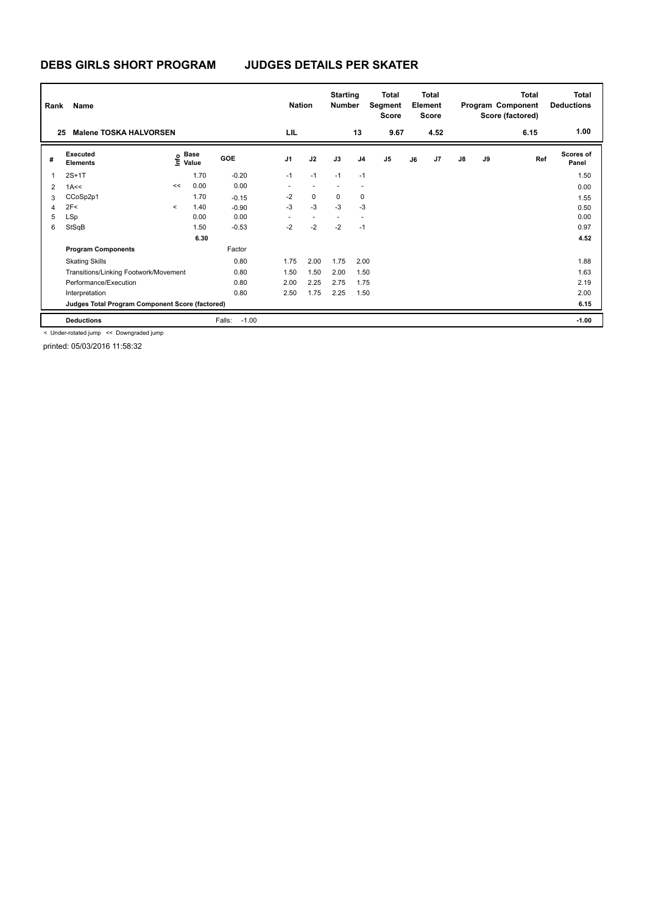# DEBS GIRLS SHORT PROGRAM JUDGES DETAILS PER SKATER

| Rank | Name | Nation | Starting Number | Total Segment Score | Total Element Score | Total Program Component Score (factored) | Total Deductions |
|---|---|---|---|---|---|---|---|
| 25 | Malene TOSKA HALVORSEN | LIL | 13 | 9.67 | 4.52 | 6.15 | 1.00 |

| # | Executed Elements | Info | Base Value | GOE | J1 | J2 | J3 | J4 | J5 | J6 | J7 | J8 | J9 | Ref | Scores of Panel |
|---|---|---|---|---|---|---|---|---|---|---|---|---|---|---|---|
| 1 | 2S+1T | | 1.70 | -0.20 | -1 | -1 | -1 | -1 | | | | | | | 1.50 |
| 2 | 1A<< | << | 0.00 | 0.00 | - | - | - | - | | | | | | | 0.00 |
| 3 | CCoSp2p1 | | 1.70 | -0.15 | -2 | 0 | 0 | 0 | | | | | | | 1.55 |
| 4 | 2F< | < | 1.40 | -0.90 | -3 | -3 | -3 | -3 | | | | | | | 0.50 |
| 5 | LSp | | 0.00 | 0.00 | - | - | - | - | | | | | | | 0.00 |
| 6 | StSqB | | 1.50 | -0.53 | -2 | -2 | -2 | -1 | | | | | | | 0.97 |
| | | | 6.30 | | | | | | | | | | | | 4.52 |
| | **Program Components** | | | Factor | | | | | | | | | | | |
| | Skating Skills | | | 0.80 | 1.75 | 2.00 | 1.75 | 2.00 | | | | | | | 1.88 |
| | Transitions/Linking Footwork/Movement | | | 0.80 | 1.50 | 1.50 | 2.00 | 1.50 | | | | | | | 1.63 |
| | Performance/Execution | | | 0.80 | 2.00 | 2.25 | 2.75 | 1.75 | | | | | | | 2.19 |
| | Interpretation | | | 0.80 | 2.50 | 1.75 | 2.25 | 1.50 | | | | | | | 2.00 |
| | **Judges Total Program Component Score (factored)** | | | | | | | | | | | | | | 6.15 |
| | **Deductions** | | | Falls: -1.00 | | | | | | | | | | | -1.00 |

< Under-rotated jump << Downgraded jump

printed: 05/03/2016 11:58:32